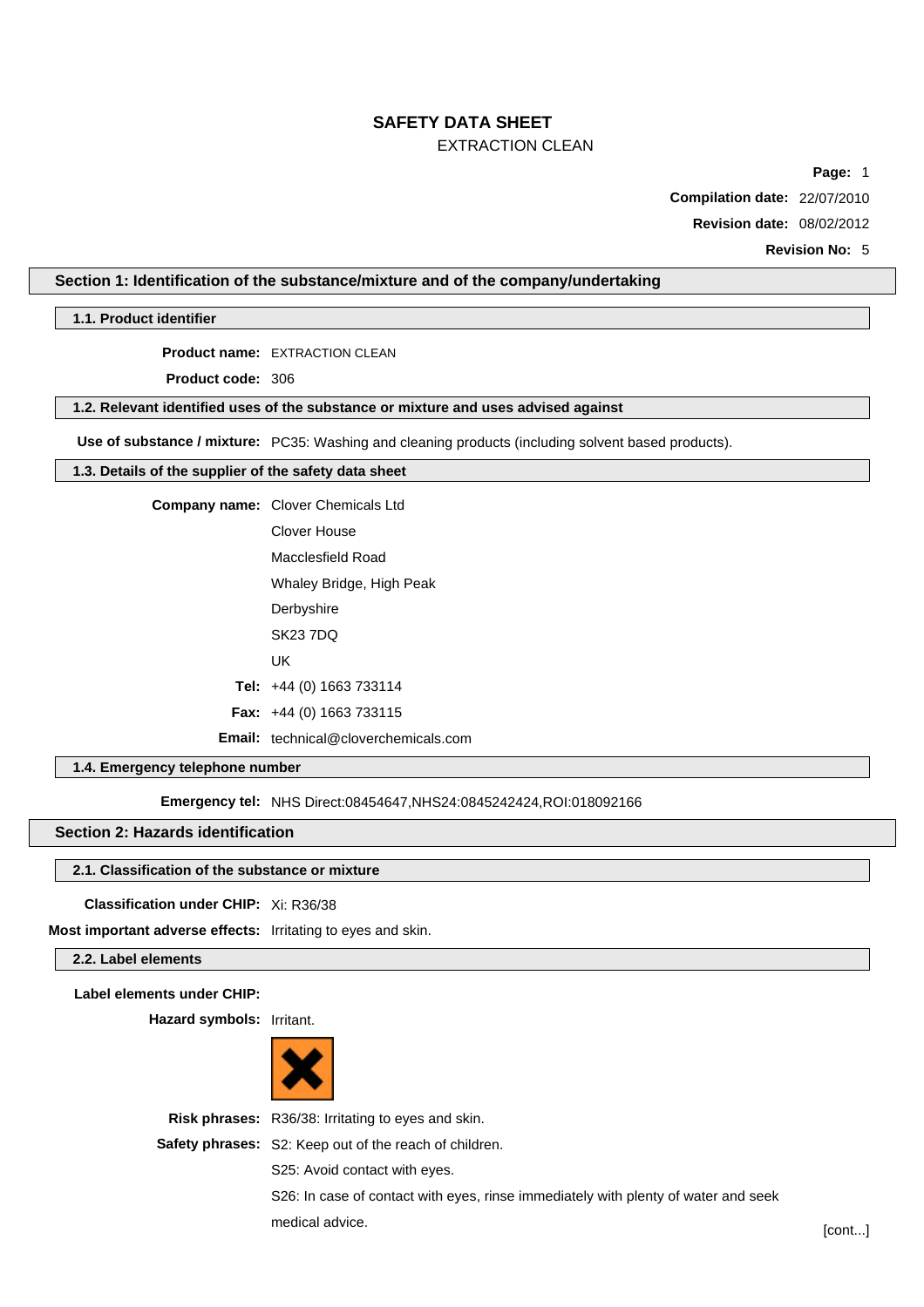# SAFETY DATA SHEET

EXTRACTION CLEAN

**Compilation date:** 22/07/2010

**Revision date:** 08/02/2012

**Revision No:** 5

## Section 1: Identification of the substance/mixture and of the company/undertaking

### 1.1. Product identifier

**Product name:** EXTRACTION CLEAN

**Product code:** 306

### 1.2. Relevant identified uses of the substance or mixture and uses advised against

**Use of substance / mixture:** PC35: Washing and cleaning products (including solvent based products).

### 1.3. Details of the supplier of the safety data sheet

**Company name:** Clover Chemicals Ltd

Clover House

Macclesfield Road

Whaley Bridge, High Peak

Derbyshire

SK23 7DQ

UK

**Tel:** +44 (0) 1663 733114

**Fax:** +44 (0) 1663 733115

**Email:** technical@cloverchemicals.com

### 1.4. Emergency telephone number

**Emergency tel:** NHS Direct:08454647,NHS24:0845242424,ROI:018092166

## Section 2: Hazards identification

### 2.1. Classification of the substance or mixture

**Classification under CHIP:** Xi: R36/38

**Most important adverse effects:** Irritating to eyes and skin.

### 2.2. Label elements

**Label elements under CHIP:**

**Hazard symbols:** Irritant.

**Risk phrases:** R36/38: Irritating to eyes and skin.

**Safety phrases:** S2: Keep out of the reach of children.

S25: Avoid contact with eyes.

S26: In case of contact with eyes, rinse immediately with plenty of water and seek medical advice.

[cont...]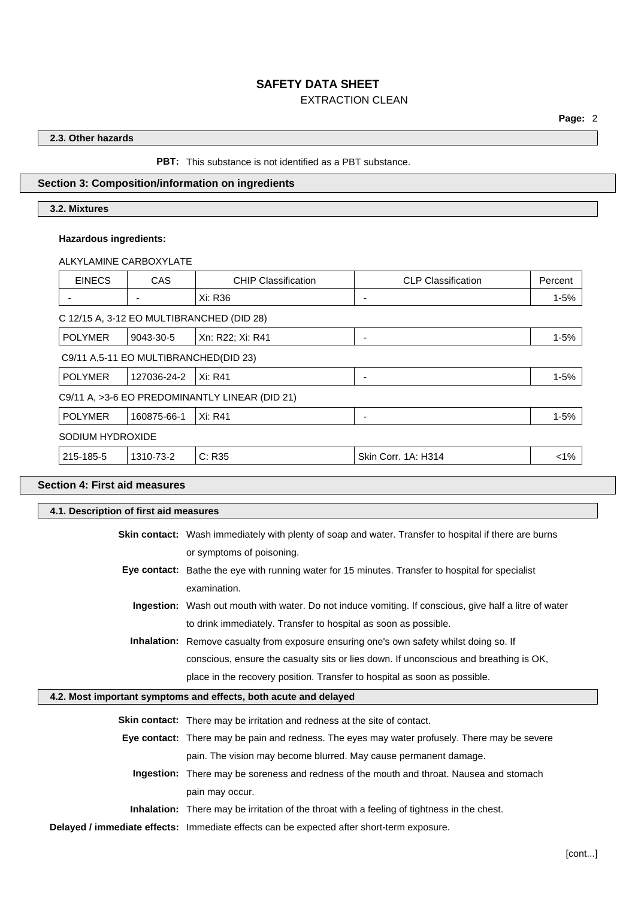### 2.3. Other hazards

**PBT:** This substance is not identified as a PBT substance.

## Section 3: Composition/information on ingredients

### 3.2. Mixtures

**Hazardous ingredients:**

ALKYLAMINE CARBOXYLATE

| EINECS | CAS | CHIP Classification | CLP Classification | Percent |
|---|---|---|---|---|
| - | - | Xi: R36 | - | 1-5% |

C 12/15 A, 3-12 EO MULTIBRANCHED (DID 28)

| EINECS | CAS | CHIP Classification | CLP Classification | Percent |
|---|---|---|---|---|
| POLYMER | 9043-30-5 | Xn: R22; Xi: R41 | - | 1-5% |

C9/11 A,5-11 EO MULTIBRANCHED(DID 23)

| EINECS | CAS | CHIP Classification | CLP Classification | Percent |
|---|---|---|---|---|
| POLYMER | 127036-24-2 | Xi: R41 | - | 1-5% |

C9/11 A, >3-6 EO PREDOMINANTLY LINEAR (DID 21)

| EINECS | CAS | CHIP Classification | CLP Classification | Percent |
|---|---|---|---|---|
| POLYMER | 160875-66-1 | Xi: R41 | - | 1-5% |

SODIUM HYDROXIDE

| EINECS | CAS | CHIP Classification | CLP Classification | Percent |
|---|---|---|---|---|
| 215-185-5 | 1310-73-2 | C: R35 | Skin Corr. 1A: H314 | <1% |

## Section 4: First aid measures

### 4.1. Description of first aid measures

**Skin contact:** Wash immediately with plenty of soap and water. Transfer to hospital if there are burns or symptoms of poisoning.

**Eye contact:** Bathe the eye with running water for 15 minutes. Transfer to hospital for specialist examination.

**Ingestion:** Wash out mouth with water. Do not induce vomiting. If conscious, give half a litre of water to drink immediately. Transfer to hospital as soon as possible.

**Inhalation:** Remove casualty from exposure ensuring one's own safety whilst doing so. If conscious, ensure the casualty sits or lies down. If unconscious and breathing is OK, place in the recovery position. Transfer to hospital as soon as possible.

### 4.2. Most important symptoms and effects, both acute and delayed

**Skin contact:** There may be irritation and redness at the site of contact.

**Eye contact:** There may be pain and redness. The eyes may water profusely. There may be severe pain. The vision may become blurred. May cause permanent damage.

**Ingestion:** There may be soreness and redness of the mouth and throat. Nausea and stomach pain may occur.

**Inhalation:** There may be irritation of the throat with a feeling of tightness in the chest.

**Delayed / immediate effects:** Immediate effects can be expected after short-term exposure.

[cont...]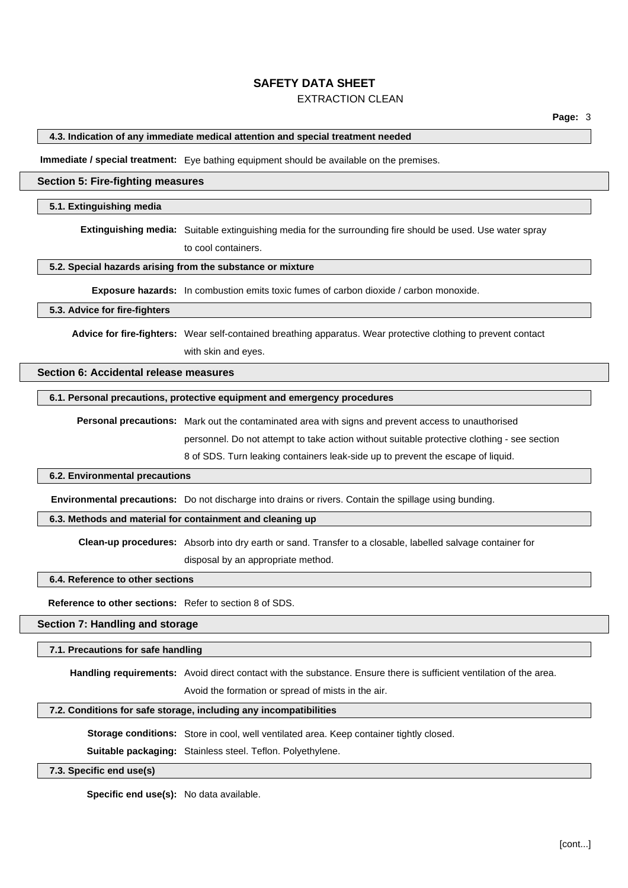#### 4.3. Indication of any immediate medical attention and special treatment needed

**Immediate / special treatment:** Eye bathing equipment should be available on the premises.

## Section 5: Fire-fighting measures

#### 5.1. Extinguishing media

**Extinguishing media:** Suitable extinguishing media for the surrounding fire should be used. Use water spray to cool containers.

#### 5.2. Special hazards arising from the substance or mixture

**Exposure hazards:** In combustion emits toxic fumes of carbon dioxide / carbon monoxide.

#### 5.3. Advice for fire-fighters

**Advice for fire-fighters:** Wear self-contained breathing apparatus. Wear protective clothing to prevent contact with skin and eyes.

## Section 6: Accidental release measures

#### 6.1. Personal precautions, protective equipment and emergency procedures

**Personal precautions:** Mark out the contaminated area with signs and prevent access to unauthorised personnel. Do not attempt to take action without suitable protective clothing - see section 8 of SDS. Turn leaking containers leak-side up to prevent the escape of liquid.

#### 6.2. Environmental precautions

**Environmental precautions:** Do not discharge into drains or rivers. Contain the spillage using bunding.

#### 6.3. Methods and material for containment and cleaning up

**Clean-up procedures:** Absorb into dry earth or sand. Transfer to a closable, labelled salvage container for disposal by an appropriate method.

#### 6.4. Reference to other sections

**Reference to other sections:** Refer to section 8 of SDS.

## Section 7: Handling and storage

#### 7.1. Precautions for safe handling

**Handling requirements:** Avoid direct contact with the substance. Ensure there is sufficient ventilation of the area. Avoid the formation or spread of mists in the air.

#### 7.2. Conditions for safe storage, including any incompatibilities

**Storage conditions:** Store in cool, well ventilated area. Keep container tightly closed.

**Suitable packaging:** Stainless steel. Teflon. Polyethylene.

#### 7.3. Specific end use(s)

**Specific end use(s):** No data available.

[cont...]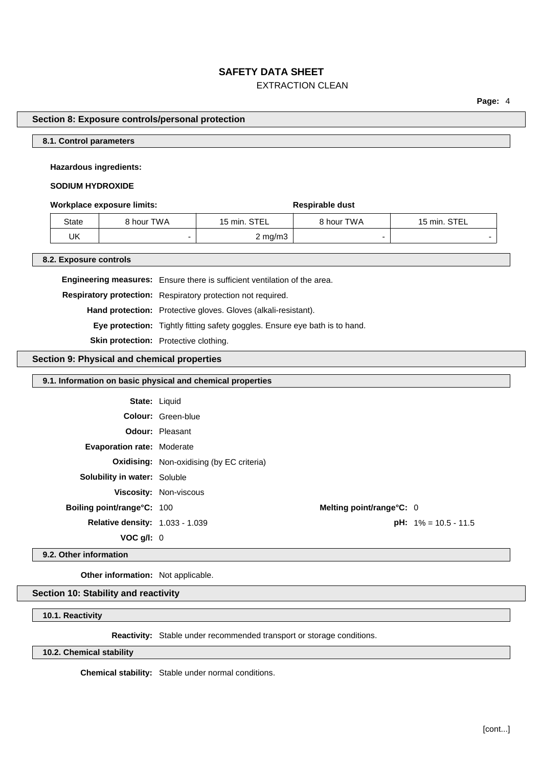## Section 8: Exposure controls/personal protection

### 8.1. Control parameters

**Hazardous ingredients:**

**SODIUM HYDROXIDE**

| Workplace exposure limits: | | | Respirable dust | |
|---|---|---|---|---|
| State | 8 hour TWA | 15 min. STEL | 8 hour TWA | 15 min. STEL |
| UK | - | 2 mg/m3 | - | - |

### 8.2. Exposure controls

**Engineering measures:** Ensure there is sufficient ventilation of the area.

**Respiratory protection:** Respiratory protection not required.

**Hand protection:** Protective gloves. Gloves (alkali-resistant).

**Eye protection:** Tightly fitting safety goggles. Ensure eye bath is to hand.

**Skin protection:** Protective clothing.

## Section 9: Physical and chemical properties

### 9.1. Information on basic physical and chemical properties

**State:** Liquid

**Colour:** Green-blue

**Odour:** Pleasant

**Evaporation rate:** Moderate

**Oxidising:** Non-oxidising (by EC criteria)

**Solubility in water:** Soluble

**Viscosity:** Non-viscous

**Boiling point/range°C:** 100

**Melting point/range°C:** 0

**Relative density:** 1.033 - 1.039

**pH:** 1% = 10.5 - 11.5

**VOC g/l:** 0

### 9.2. Other information

**Other information:** Not applicable.

## Section 10: Stability and reactivity

### 10.1. Reactivity

**Reactivity:** Stable under recommended transport or storage conditions.

### 10.2. Chemical stability

**Chemical stability:** Stable under normal conditions.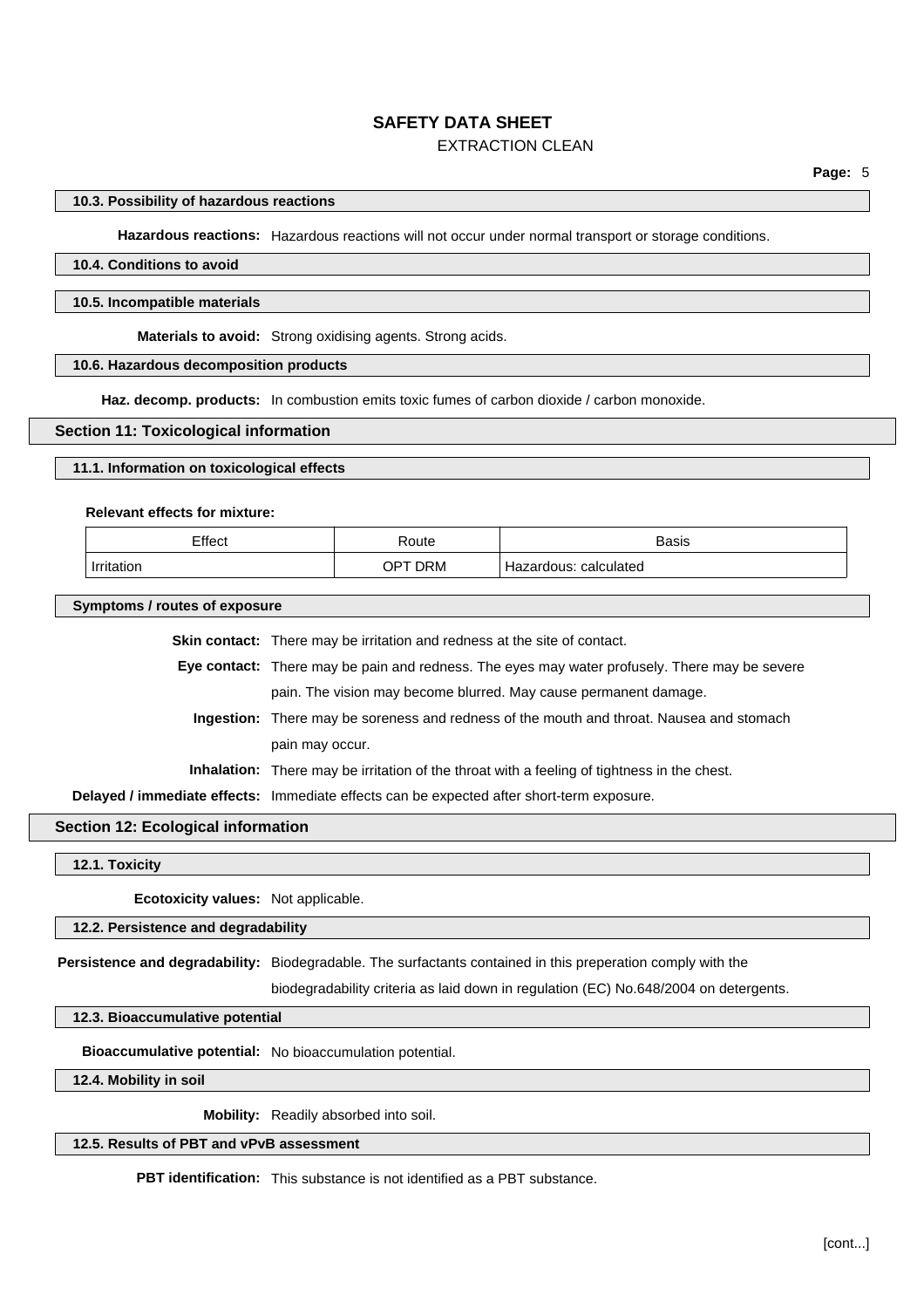#### 10.3. Possibility of hazardous reactions

**Hazardous reactions:** Hazardous reactions will not occur under normal transport or storage conditions.

#### 10.4. Conditions to avoid

#### 10.5. Incompatible materials

**Materials to avoid:** Strong oxidising agents. Strong acids.

#### 10.6. Hazardous decomposition products

**Haz. decomp. products:** In combustion emits toxic fumes of carbon dioxide / carbon monoxide.

## Section 11: Toxicological information

#### 11.1. Information on toxicological effects

**Relevant effects for mixture:**

| Effect | Route | Basis |
|---|---|---|
| Irritation | OPT DRM | Hazardous: calculated |

#### Symptoms / routes of exposure

**Skin contact:** There may be irritation and redness at the site of contact.

**Eye contact:** There may be pain and redness. The eyes may water profusely. There may be severe pain. The vision may become blurred. May cause permanent damage.

**Ingestion:** There may be soreness and redness of the mouth and throat. Nausea and stomach pain may occur.

**Inhalation:** There may be irritation of the throat with a feeling of tightness in the chest.

**Delayed / immediate effects:** Immediate effects can be expected after short-term exposure.

## Section 12: Ecological information

#### 12.1. Toxicity

**Ecotoxicity values:** Not applicable.

#### 12.2. Persistence and degradability

**Persistence and degradability:** Biodegradable. The surfactants contained in this preperation comply with the biodegradability criteria as laid down in regulation (EC) No.648/2004 on detergents.

#### 12.3. Bioaccumulative potential

**Bioaccumulative potential:** No bioaccumulation potential.

#### 12.4. Mobility in soil

**Mobility:** Readily absorbed into soil.

#### 12.5. Results of PBT and vPvB assessment

**PBT identification:** This substance is not identified as a PBT substance.

[cont...]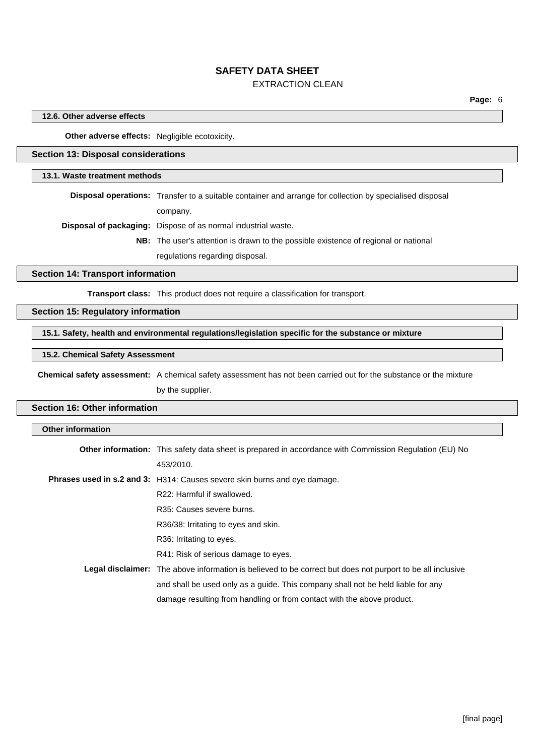### 12.6. Other adverse effects

**Other adverse effects:** Negligible ecotoxicity.

## Section 13: Disposal considerations

### 13.1. Waste treatment methods

**Disposal operations:** Transfer to a suitable container and arrange for collection by specialised disposal company.

**Disposal of packaging:** Dispose of as normal industrial waste.

**NB:** The user's attention is drawn to the possible existence of regional or national regulations regarding disposal.

## Section 14: Transport information

**Transport class:** This product does not require a classification for transport.

## Section 15: Regulatory information

### 15.1. Safety, health and environmental regulations/legislation specific for the substance or mixture

### 15.2. Chemical Safety Assessment

**Chemical safety assessment:** A chemical safety assessment has not been carried out for the substance or the mixture by the supplier.

## Section 16: Other information

### Other information

**Other information:** This safety data sheet is prepared in accordance with Commission Regulation (EU) No 453/2010.

**Phrases used in s.2 and 3:** H314: Causes severe skin burns and eye damage.

R22: Harmful if swallowed.

R35: Causes severe burns.

R36/38: Irritating to eyes and skin.

R36: Irritating to eyes.

R41: Risk of serious damage to eyes.

**Legal disclaimer:** The above information is believed to be correct but does not purport to be all inclusive and shall be used only as a guide. This company shall not be held liable for any damage resulting from handling or from contact with the above product.

[final page]